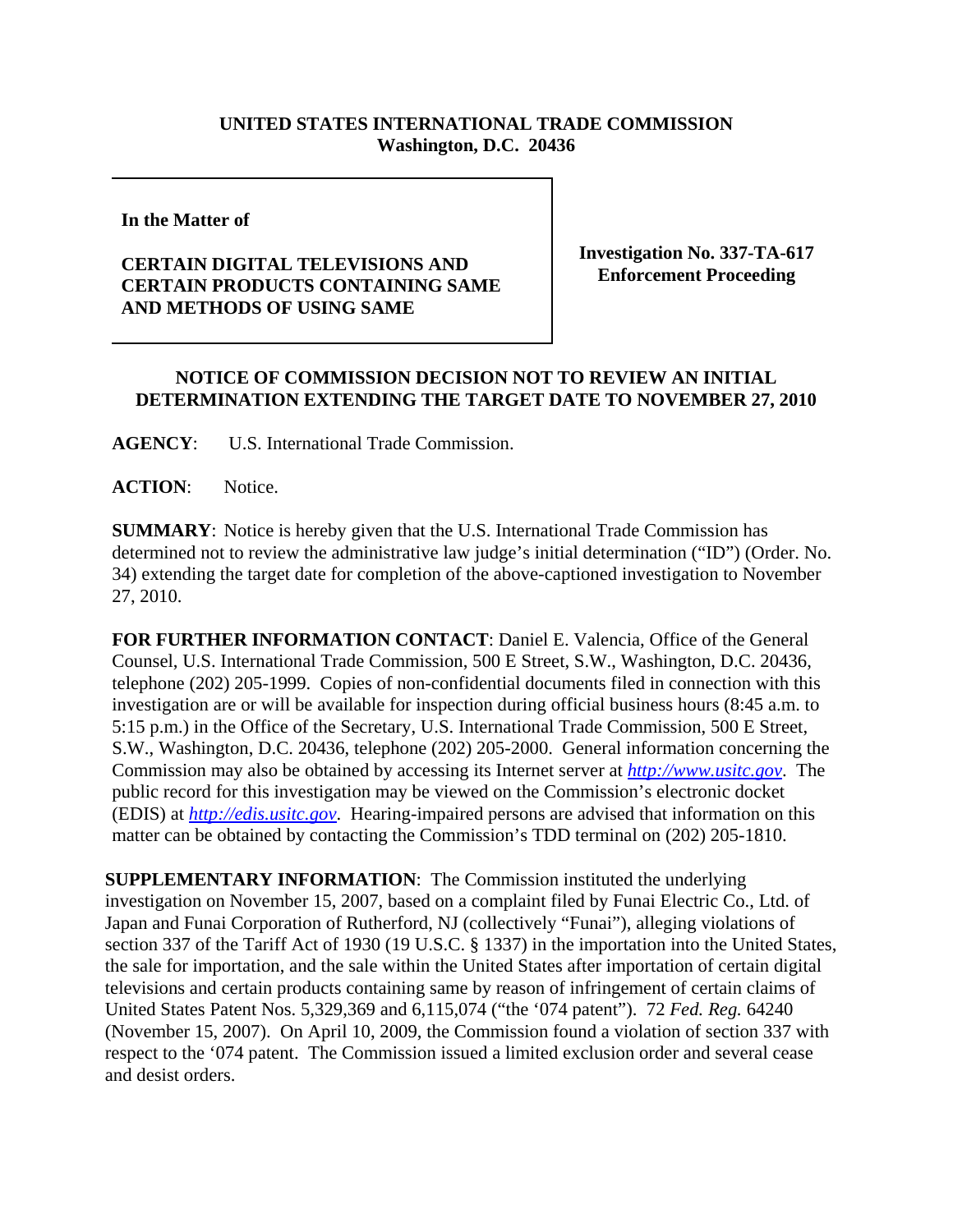**UNITED STATES INTERNATIONAL TRADE COMMISSION**
**Washington, D.C. 20436**

**In the Matter of**

**CERTAIN DIGITAL TELEVISIONS AND CERTAIN PRODUCTS CONTAINING SAME AND METHODS OF USING SAME**

**Investigation No. 337-TA-617**
**Enforcement Proceeding**

**NOTICE OF COMMISSION DECISION NOT TO REVIEW AN INITIAL DETERMINATION EXTENDING THE TARGET DATE TO NOVEMBER 27, 2010**

**AGENCY**: U.S. International Trade Commission.

**ACTION**: Notice.

**SUMMARY**: Notice is hereby given that the U.S. International Trade Commission has determined not to review the administrative law judge's initial determination ("ID") (Order. No. 34) extending the target date for completion of the above-captioned investigation to November 27, 2010.

**FOR FURTHER INFORMATION CONTACT**: Daniel E. Valencia, Office of the General Counsel, U.S. International Trade Commission, 500 E Street, S.W., Washington, D.C. 20436, telephone (202) 205-1999. Copies of non-confidential documents filed in connection with this investigation are or will be available for inspection during official business hours (8:45 a.m. to 5:15 p.m.) in the Office of the Secretary, U.S. International Trade Commission, 500 E Street, S.W., Washington, D.C. 20436, telephone (202) 205-2000. General information concerning the Commission may also be obtained by accessing its Internet server at *http://www.usitc.gov*. The public record for this investigation may be viewed on the Commission's electronic docket (EDIS) at *http://edis.usitc.gov*. Hearing-impaired persons are advised that information on this matter can be obtained by contacting the Commission's TDD terminal on (202) 205-1810.

**SUPPLEMENTARY INFORMATION**: The Commission instituted the underlying investigation on November 15, 2007, based on a complaint filed by Funai Electric Co., Ltd. of Japan and Funai Corporation of Rutherford, NJ (collectively "Funai"), alleging violations of section 337 of the Tariff Act of 1930 (19 U.S.C. § 1337) in the importation into the United States, the sale for importation, and the sale within the United States after importation of certain digital televisions and certain products containing same by reason of infringement of certain claims of United States Patent Nos. 5,329,369 and 6,115,074 ("the '074 patent"). 72 *Fed. Reg.* 64240 (November 15, 2007). On April 10, 2009, the Commission found a violation of section 337 with respect to the '074 patent. The Commission issued a limited exclusion order and several cease and desist orders.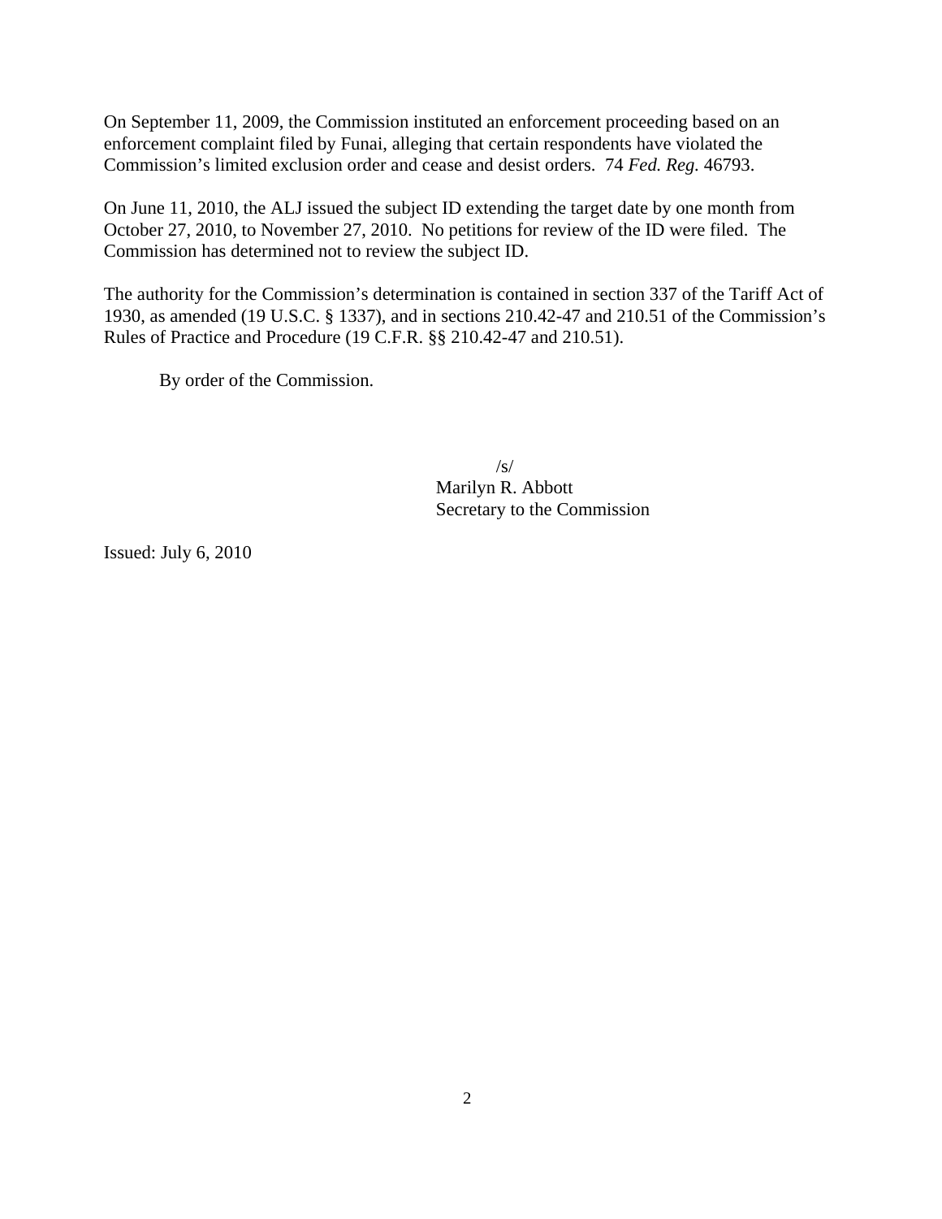On September 11, 2009, the Commission instituted an enforcement proceeding based on an enforcement complaint filed by Funai, alleging that certain respondents have violated the Commission's limited exclusion order and cease and desist orders. 74 *Fed. Reg.* 46793.

On June 11, 2010, the ALJ issued the subject ID extending the target date by one month from October 27, 2010, to November 27, 2010. No petitions for review of the ID were filed. The Commission has determined not to review the subject ID.

The authority for the Commission's determination is contained in section 337 of the Tariff Act of 1930, as amended (19 U.S.C. § 1337), and in sections 210.42-47 and 210.51 of the Commission's Rules of Practice and Procedure (19 C.F.R. §§ 210.42-47 and 210.51).

By order of the Commission.

/s/
Marilyn R. Abbott
Secretary to the Commission

Issued: July 6, 2010